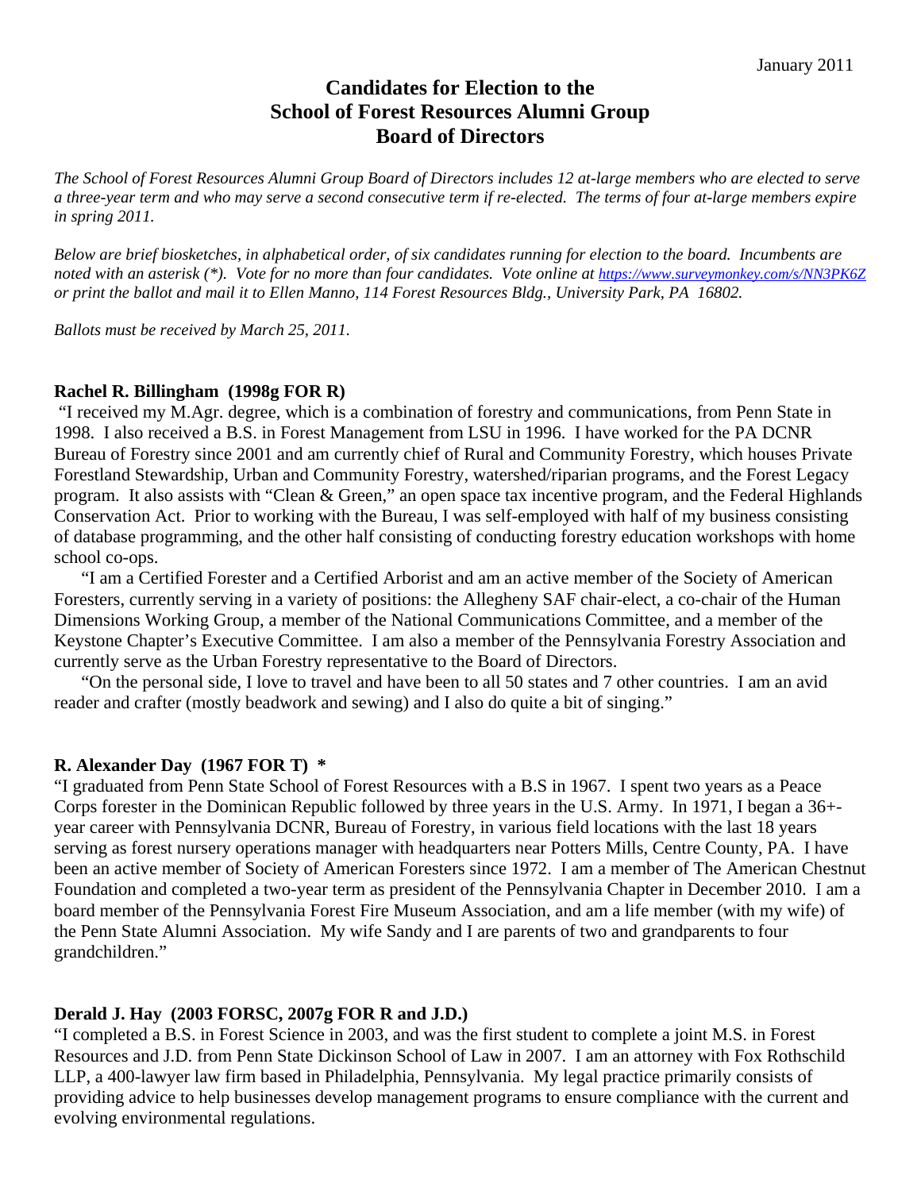January 2011

# Candidates for Election to the School of Forest Resources Alumni Group Board of Directors

*The School of Forest Resources Alumni Group Board of Directors includes 12 at-large members who are elected to serve a three-year term and who may serve a second consecutive term if re-elected. The terms of four at-large members expire in spring 2011.*

*Below are brief biosketches, in alphabetical order, of six candidates running for election to the board. Incumbents are noted with an asterisk (*). Vote for no more than four candidates. Vote online at https://www.surveymonkey.com/s/NN3PK6Z or print the ballot and mail it to Ellen Manno, 114 Forest Resources Bldg., University Park, PA 16802.*

*Ballots must be received by March 25, 2011.*

**Rachel R. Billingham (1998g FOR R)**

"I received my M.Agr. degree, which is a combination of forestry and communications, from Penn State in 1998. I also received a B.S. in Forest Management from LSU in 1996. I have worked for the PA DCNR Bureau of Forestry since 2001 and am currently chief of Rural and Community Forestry, which houses Private Forestland Stewardship, Urban and Community Forestry, watershed/riparian programs, and the Forest Legacy program. It also assists with "Clean & Green," an open space tax incentive program, and the Federal Highlands Conservation Act. Prior to working with the Bureau, I was self-employed with half of my business consisting of database programming, and the other half consisting of conducting forestry education workshops with home school co-ops.

"I am a Certified Forester and a Certified Arborist and am an active member of the Society of American Foresters, currently serving in a variety of positions: the Allegheny SAF chair-elect, a co-chair of the Human Dimensions Working Group, a member of the National Communications Committee, and a member of the Keystone Chapter's Executive Committee. I am also a member of the Pennsylvania Forestry Association and currently serve as the Urban Forestry representative to the Board of Directors.

"On the personal side, I love to travel and have been to all 50 states and 7 other countries. I am an avid reader and crafter (mostly beadwork and sewing) and I also do quite a bit of singing."

**R. Alexander Day (1967 FOR T) ***

"I graduated from Penn State School of Forest Resources with a B.S in 1967. I spent two years as a Peace Corps forester in the Dominican Republic followed by three years in the U.S. Army. In 1971, I began a 36+-year career with Pennsylvania DCNR, Bureau of Forestry, in various field locations with the last 18 years serving as forest nursery operations manager with headquarters near Potters Mills, Centre County, PA. I have been an active member of Society of American Foresters since 1972. I am a member of The American Chestnut Foundation and completed a two-year term as president of the Pennsylvania Chapter in December 2010. I am a board member of the Pennsylvania Forest Fire Museum Association, and am a life member (with my wife) of the Penn State Alumni Association. My wife Sandy and I are parents of two and grandparents to four grandchildren."

**Derald J. Hay (2003 FORSC, 2007g FOR R and J.D.)**

"I completed a B.S. in Forest Science in 2003, and was the first student to complete a joint M.S. in Forest Resources and J.D. from Penn State Dickinson School of Law in 2007. I am an attorney with Fox Rothschild LLP, a 400-lawyer law firm based in Philadelphia, Pennsylvania. My legal practice primarily consists of providing advice to help businesses develop management programs to ensure compliance with the current and evolving environmental regulations.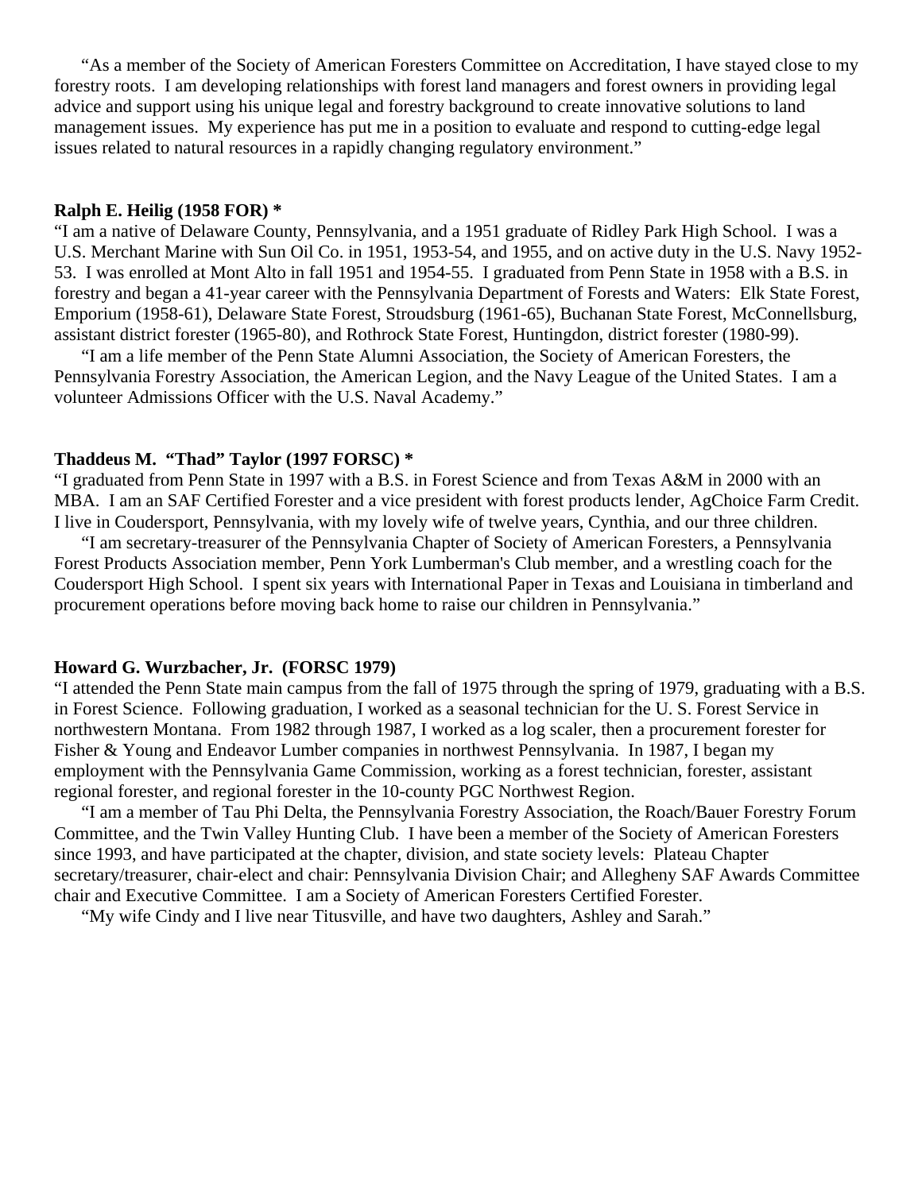"As a member of the Society of American Foresters Committee on Accreditation, I have stayed close to my forestry roots. I am developing relationships with forest land managers and forest owners in providing legal advice and support using his unique legal and forestry background to create innovative solutions to land management issues. My experience has put me in a position to evaluate and respond to cutting-edge legal issues related to natural resources in a rapidly changing regulatory environment."

**Ralph E. Heilig (1958 FOR) ***

"I am a native of Delaware County, Pennsylvania, and a 1951 graduate of Ridley Park High School. I was a U.S. Merchant Marine with Sun Oil Co. in 1951, 1953-54, and 1955, and on active duty in the U.S. Navy 1952-53. I was enrolled at Mont Alto in fall 1951 and 1954-55. I graduated from Penn State in 1958 with a B.S. in forestry and began a 41-year career with the Pennsylvania Department of Forests and Waters: Elk State Forest, Emporium (1958-61), Delaware State Forest, Stroudsburg (1961-65), Buchanan State Forest, McConnellsburg, assistant district forester (1965-80), and Rothrock State Forest, Huntingdon, district forester (1980-99).

"I am a life member of the Penn State Alumni Association, the Society of American Foresters, the Pennsylvania Forestry Association, the American Legion, and the Navy League of the United States. I am a volunteer Admissions Officer with the U.S. Naval Academy."

**Thaddeus M. "Thad" Taylor (1997 FORSC) ***

"I graduated from Penn State in 1997 with a B.S. in Forest Science and from Texas A&M in 2000 with an MBA. I am an SAF Certified Forester and a vice president with forest products lender, AgChoice Farm Credit. I live in Coudersport, Pennsylvania, with my lovely wife of twelve years, Cynthia, and our three children.

"I am secretary-treasurer of the Pennsylvania Chapter of Society of American Foresters, a Pennsylvania Forest Products Association member, Penn York Lumberman's Club member, and a wrestling coach for the Coudersport High School. I spent six years with International Paper in Texas and Louisiana in timberland and procurement operations before moving back home to raise our children in Pennsylvania."

**Howard G. Wurzbacher, Jr. (FORSC 1979)**

"I attended the Penn State main campus from the fall of 1975 through the spring of 1979, graduating with a B.S. in Forest Science. Following graduation, I worked as a seasonal technician for the U. S. Forest Service in northwestern Montana. From 1982 through 1987, I worked as a log scaler, then a procurement forester for Fisher & Young and Endeavor Lumber companies in northwest Pennsylvania. In 1987, I began my employment with the Pennsylvania Game Commission, working as a forest technician, forester, assistant regional forester, and regional forester in the 10-county PGC Northwest Region.

"I am a member of Tau Phi Delta, the Pennsylvania Forestry Association, the Roach/Bauer Forestry Forum Committee, and the Twin Valley Hunting Club. I have been a member of the Society of American Foresters since 1993, and have participated at the chapter, division, and state society levels: Plateau Chapter secretary/treasurer, chair-elect and chair: Pennsylvania Division Chair; and Allegheny SAF Awards Committee chair and Executive Committee. I am a Society of American Foresters Certified Forester.

"My wife Cindy and I live near Titusville, and have two daughters, Ashley and Sarah."